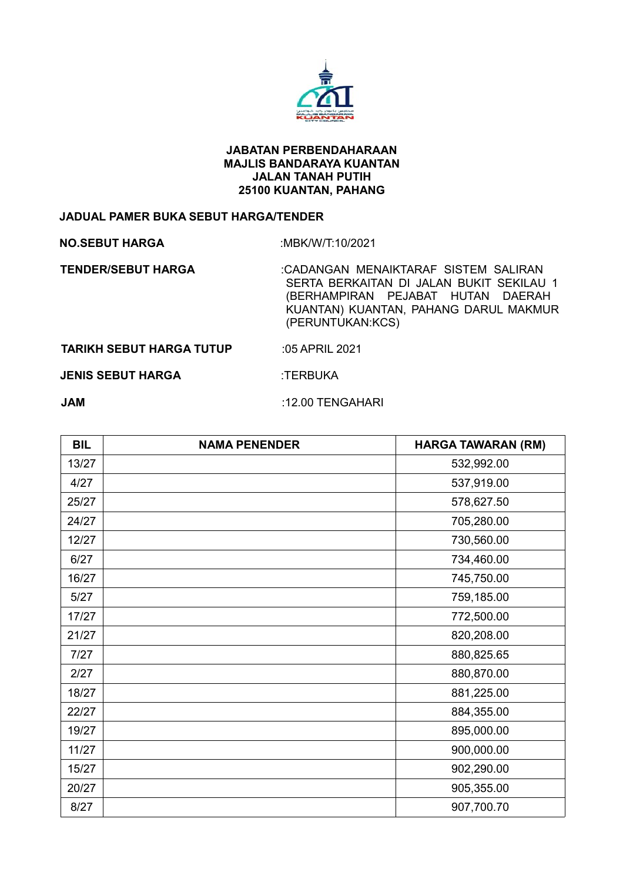**JABATAN PERBENDAHARAAN**
**MAJLIS BANDARAYA KUANTAN**
**JALAN TANAH PUTIH**
**25100 KUANTAN, PAHANG**

**JADUAL PAMER BUKA SEBUT HARGA/TENDER**

| | |
|---|---|
| **NO.SEBUT HARGA** | :MBK/W/T:10/2021 |
| **TENDER/SEBUT HARGA** | :CADANGAN MENAIKTARAF SISTEM SALIRAN SERTA BERKAITAN DI JALAN BUKIT SEKILAU 1 (BERHAMPIRAN PEJABAT HUTAN DAERAH KUANTAN) KUANTAN, PAHANG DARUL MAKMUR (PERUNTUKAN:KCS) |
| **TARIKH SEBUT HARGA TUTUP** | :05 APRIL 2021 |
| **JENIS SEBUT HARGA** | :TERBUKA |
| **JAM** | :12.00 TENGAHARI |

| BIL | NAMA PENENDER | HARGA TAWARAN (RM) |
|---|---|---|
| 13/27 | | 532,992.00 |
| 4/27 | | 537,919.00 |
| 25/27 | | 578,627.50 |
| 24/27 | | 705,280.00 |
| 12/27 | | 730,560.00 |
| 6/27 | | 734,460.00 |
| 16/27 | | 745,750.00 |
| 5/27 | | 759,185.00 |
| 17/27 | | 772,500.00 |
| 21/27 | | 820,208.00 |
| 7/27 | | 880,825.65 |
| 2/27 | | 880,870.00 |
| 18/27 | | 881,225.00 |
| 22/27 | | 884,355.00 |
| 19/27 | | 895,000.00 |
| 11/27 | | 900,000.00 |
| 15/27 | | 902,290.00 |
| 20/27 | | 905,355.00 |
| 8/27 | | 907,700.70 |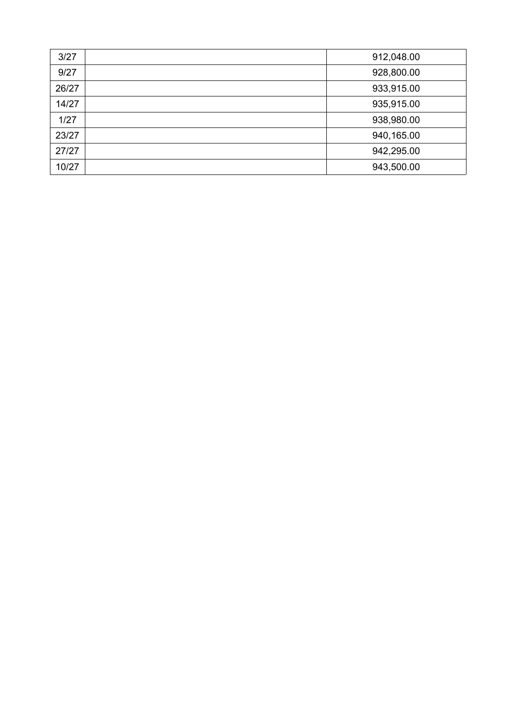| | | |
|---|---|---|
| 3/27 | | 912,048.00 |
| 9/27 | | 928,800.00 |
| 26/27 | | 933,915.00 |
| 14/27 | | 935,915.00 |
| 1/27 | | 938,980.00 |
| 23/27 | | 940,165.00 |
| 27/27 | | 942,295.00 |
| 10/27 | | 943,500.00 |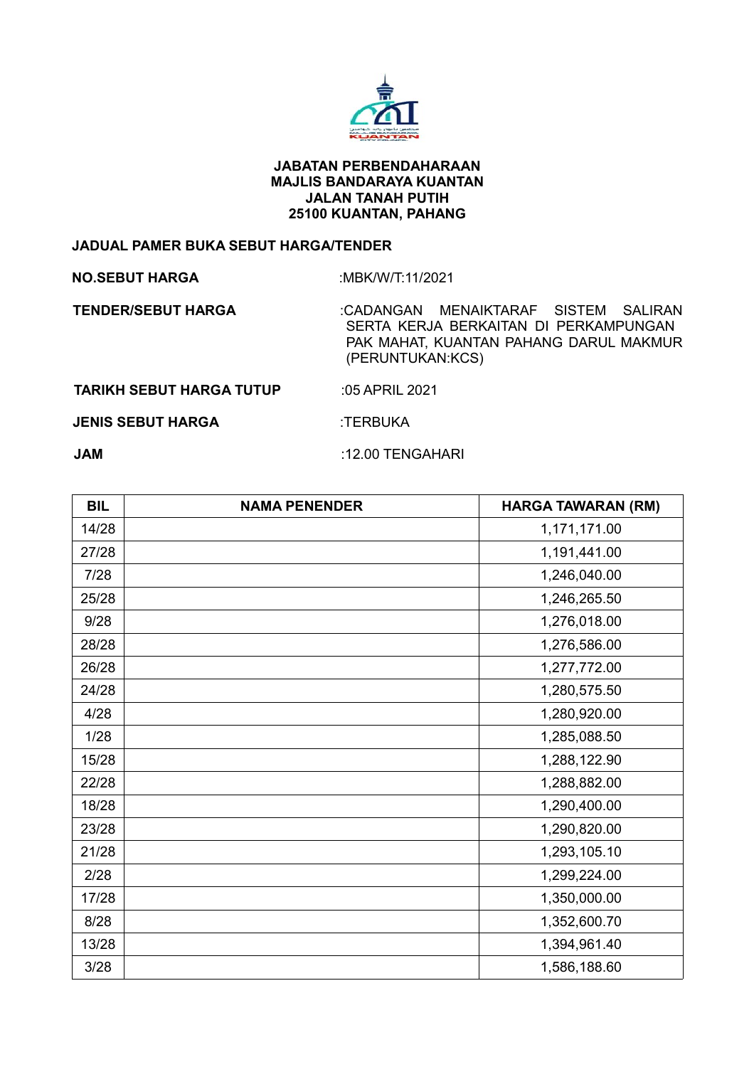**JABATAN PERBENDAHARAAN**
**MAJLIS BANDARAYA KUANTAN**
**JALAN TANAH PUTIH**
**25100 KUANTAN, PAHANG**

**JADUAL PAMER BUKA SEBUT HARGA/TENDER**

**NO.SEBUT HARGA** :MBK/W/T:11/2021

**TENDER/SEBUT HARGA** :CADANGAN MENAIKTARAF SISTEM SALIRAN SERTA KERJA BERKAITAN DI PERKAMPUNGAN PAK MAHAT, KUANTAN PAHANG DARUL MAKMUR (PERUNTUKAN:KCS)

**TARIKH SEBUT HARGA TUTUP** :05 APRIL 2021

**JENIS SEBUT HARGA** :TERBUKA

**JAM** :12.00 TENGAHARI

| BIL | NAMA PENENDER | HARGA TAWARAN (RM) |
|---|---|---|
| 14/28 | | 1,171,171.00 |
| 27/28 | | 1,191,441.00 |
| 7/28 | | 1,246,040.00 |
| 25/28 | | 1,246,265.50 |
| 9/28 | | 1,276,018.00 |
| 28/28 | | 1,276,586.00 |
| 26/28 | | 1,277,772.00 |
| 24/28 | | 1,280,575.50 |
| 4/28 | | 1,280,920.00 |
| 1/28 | | 1,285,088.50 |
| 15/28 | | 1,288,122.90 |
| 22/28 | | 1,288,882.00 |
| 18/28 | | 1,290,400.00 |
| 23/28 | | 1,290,820.00 |
| 21/28 | | 1,293,105.10 |
| 2/28 | | 1,299,224.00 |
| 17/28 | | 1,350,000.00 |
| 8/28 | | 1,352,600.70 |
| 13/28 | | 1,394,961.40 |
| 3/28 | | 1,586,188.60 |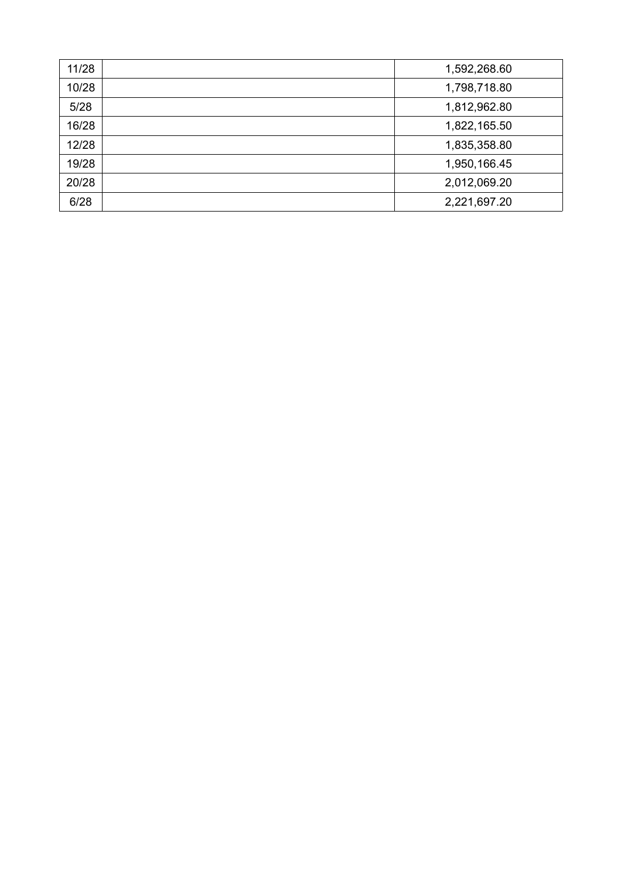| | | |
|---|---|---|
| 11/28 | | 1,592,268.60 |
| 10/28 | | 1,798,718.80 |
| 5/28 | | 1,812,962.80 |
| 16/28 | | 1,822,165.50 |
| 12/28 | | 1,835,358.80 |
| 19/28 | | 1,950,166.45 |
| 20/28 | | 2,012,069.20 |
| 6/28 | | 2,221,697.20 |